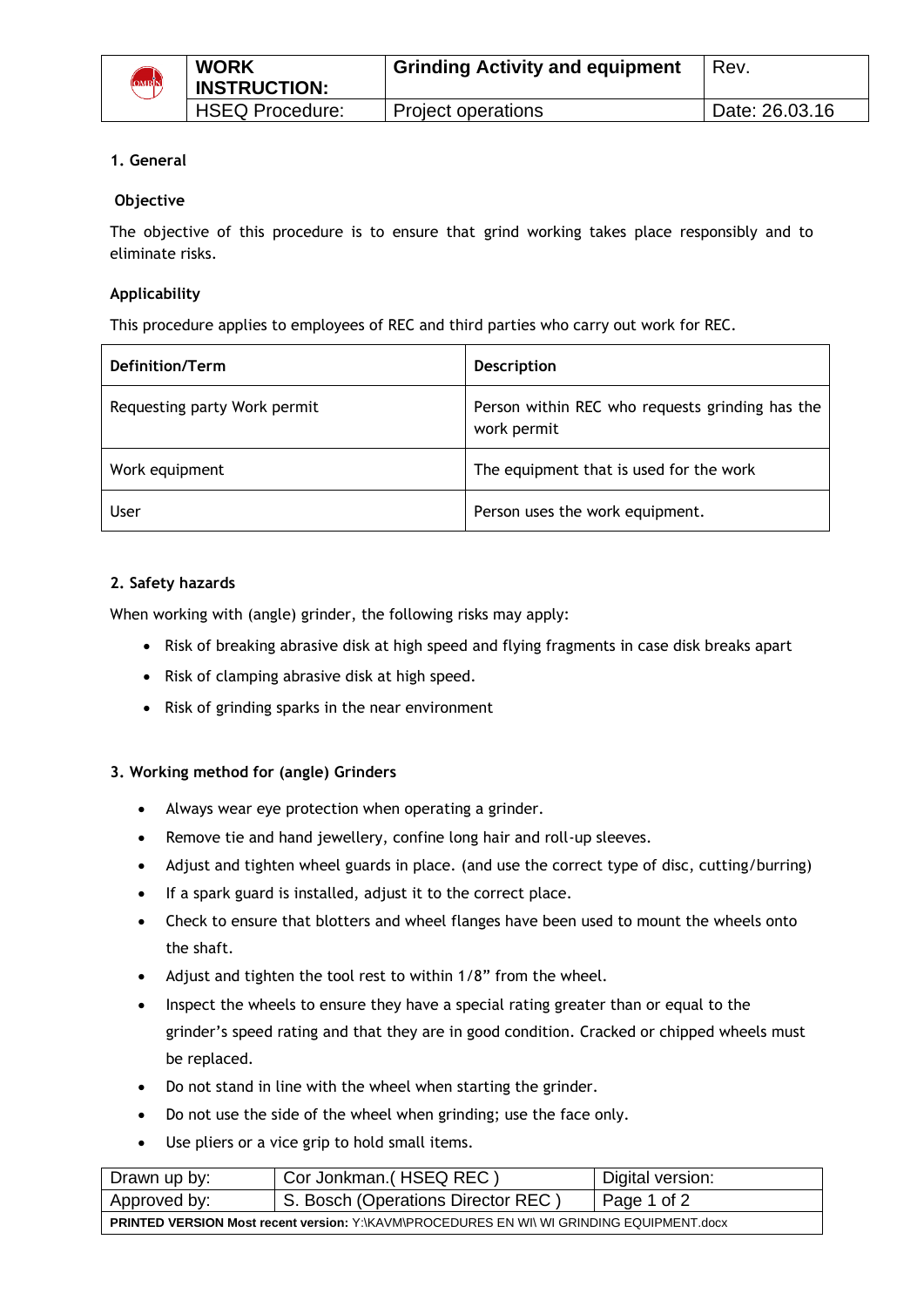| | WORK INSTRUCTION: | Grinding Activity and equipment | Rev. |
|---|---|---|---|
| | HSEQ Procedure: | Project operations | Date: 26.03.16 |

## 1. General

### Objective

The objective of this procedure is to ensure that grind working takes place responsibly and to eliminate risks.

### Applicability

This procedure applies to employees of REC and third parties who carry out work for REC.

| Definition/Term | Description |
|---|---|
| Requesting party Work permit | Person within REC who requests grinding has the work permit |
| Work equipment | The equipment that is used for the work |
| User | Person uses the work equipment. |

## 2. Safety hazards

When working with (angle) grinder, the following risks may apply:

- Risk of breaking abrasive disk at high speed and flying fragments in case disk breaks apart
- Risk of clamping abrasive disk at high speed.
- Risk of grinding sparks in the near environment

## 3. Working method for (angle) Grinders

- Always wear eye protection when operating a grinder.
- Remove tie and hand jewellery, confine long hair and roll-up sleeves.
- Adjust and tighten wheel guards in place. (and use the correct type of disc, cutting/burring)
- If a spark guard is installed, adjust it to the correct place.
- Check to ensure that blotters and wheel flanges have been used to mount the wheels onto the shaft.
- Adjust and tighten the tool rest to within 1/8" from the wheel.
- Inspect the wheels to ensure they have a special rating greater than or equal to the grinder's speed rating and that they are in good condition. Cracked or chipped wheels must be replaced.
- Do not stand in line with the wheel when starting the grinder.
- Do not use the side of the wheel when grinding; use the face only.
- Use pliers or a vice grip to hold small items.

| Drawn up by: | Cor Jonkman.( HSEQ REC ) | Digital version: |
|---|---|---|
| Approved by: | S. Bosch (Operations Director REC ) | |

**PRINTED VERSION Most recent version:** Y:\KAVM\PROCEDURES EN WI\ WI GRINDING EQUIPMENT.docx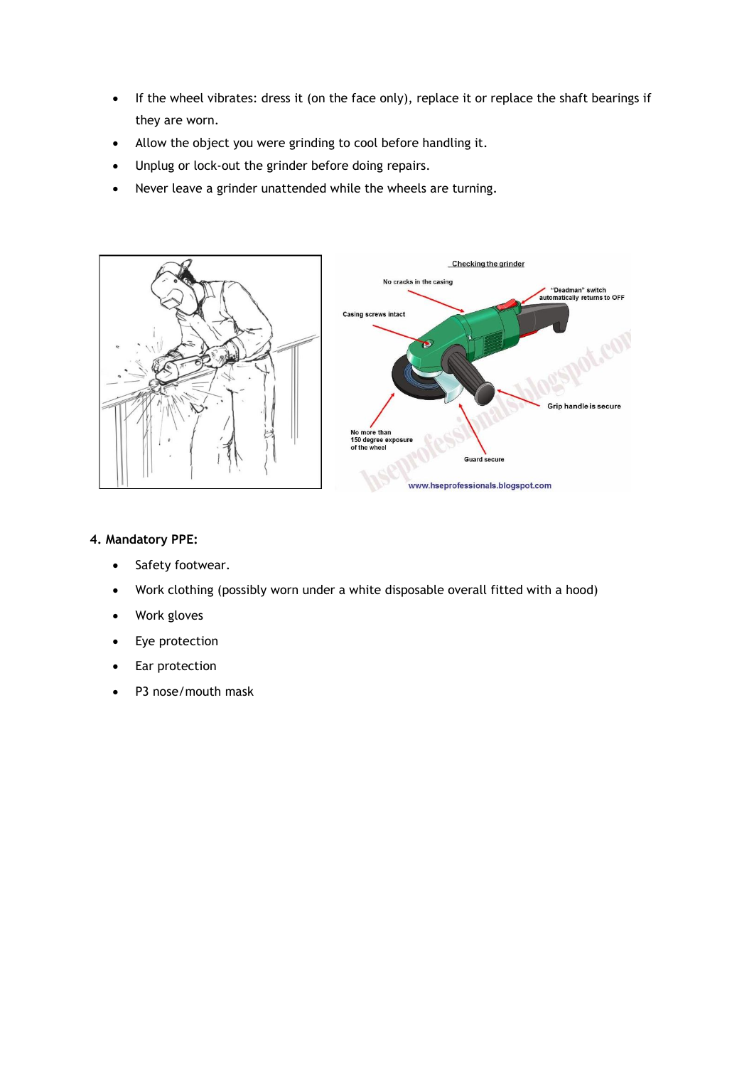- If the wheel vibrates: dress it (on the face only), replace it or replace the shaft bearings if they are worn.
- Allow the object you were grinding to cool before handling it.
- Unplug or lock-out the grinder before doing repairs.
- Never leave a grinder unattended while the wheels are turning.

Checking the grinder

No cracks in the casing

"Deadman" switch automatically returns to OFF

Casing screws intact

Grip handle is secure

No more than 150 degree exposure of the wheel

Guard secure

www.hseprofessionals.blogspot.com

**4. Mandatory PPE:**

- Safety footwear.
- Work clothing (possibly worn under a white disposable overall fitted with a hood)
- Work gloves
- Eye protection
- Ear protection
- P3 nose/mouth mask